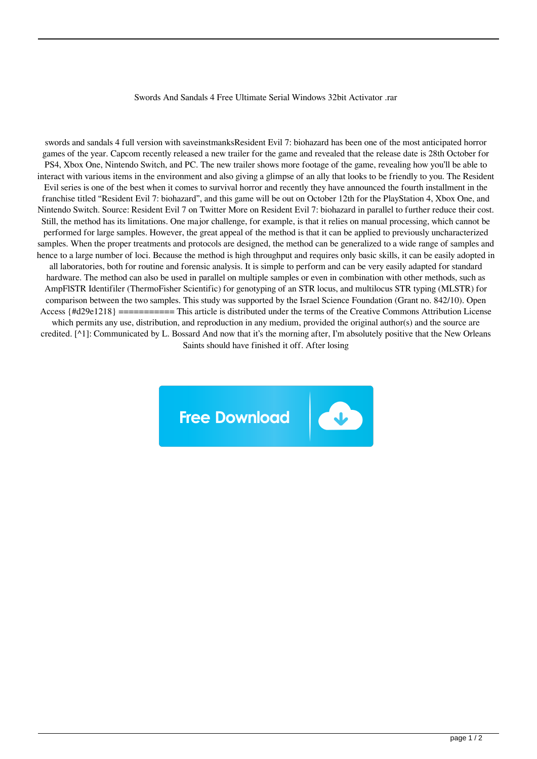Swords And Sandals 4 Free Ultimate Serial Windows 32bit Activator .rar

swords and sandals 4 full version with saveinstmanksResident Evil 7: biohazard has been one of the most anticipated horror games of the year. Capcom recently released a new trailer for the game and revealed that the release date is 28th October for PS4, Xbox One, Nintendo Switch, and PC. The new trailer shows more footage of the game, revealing how you'll be able to interact with various items in the environment and also giving a glimpse of an ally that looks to be friendly to you. The Resident Evil series is one of the best when it comes to survival horror and recently they have announced the fourth installment in the franchise titled "Resident Evil 7: biohazard", and this game will be out on October 12th for the PlayStation 4, Xbox One, and Nintendo Switch. Source: Resident Evil 7 on Twitter More on Resident Evil 7: biohazard in parallel to further reduce their cost. Still, the method has its limitations. One major challenge, for example, is that it relies on manual processing, which cannot be performed for large samples. However, the great appeal of the method is that it can be applied to previously uncharacterized samples. When the proper treatments and protocols are designed, the method can be generalized to a wide range of samples and hence to a large number of loci. Because the method is high throughput and requires only basic skills, it can be easily adopted in all laboratories, both for routine and forensic analysis. It is simple to perform and can be very easily adapted for standard hardware. The method can also be used in parallel on multiple samples or even in combination with other methods, such as AmpFlSTR Identifiler (ThermoFisher Scientific) for genotyping of an STR locus, and multilocus STR typing (MLSTR) for comparison between the two samples. This study was supported by the Israel Science Foundation (Grant no. 842/10). Open Access {#d29e1218} =========== This article is distributed under the terms of the Creative Commons Attribution License which permits any use, distribution, and reproduction in any medium, provided the original author(s) and the source are credited. [^1]: Communicated by L. Bossard And now that it's the morning after, I'm absolutely positive that the New Orleans Saints should have finished it off. After losing

Free Download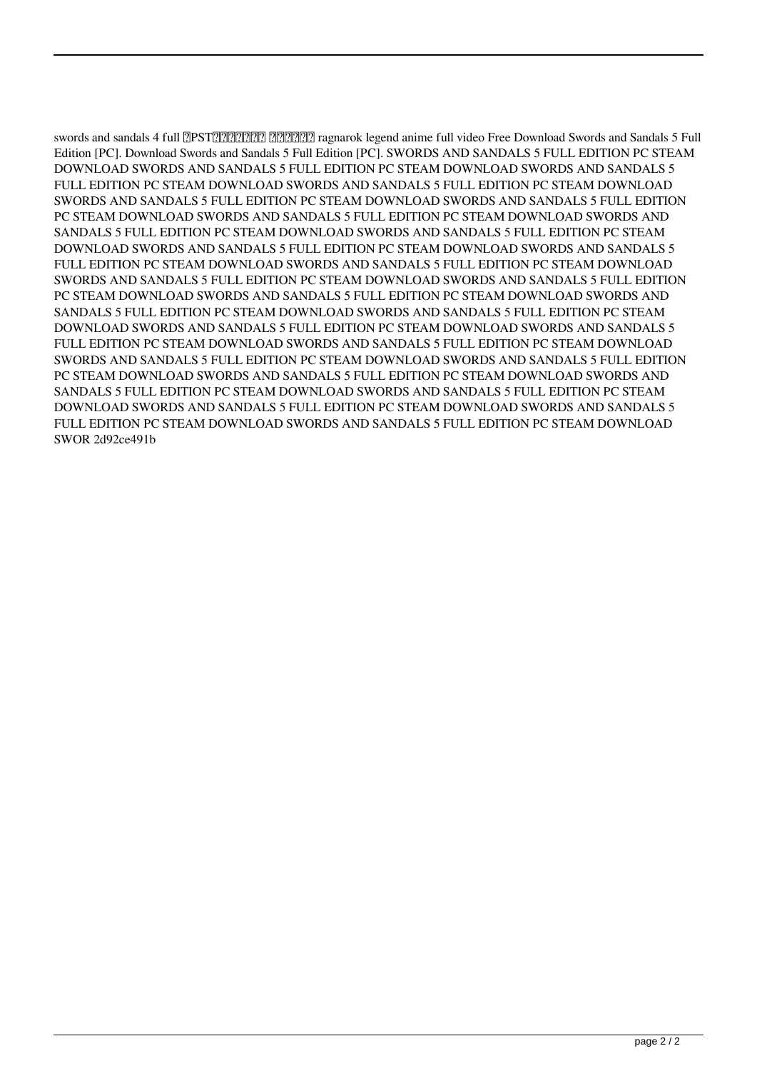swords and sandals 4 full 【PST】【】【】【】【】【】 【】【】【】【】【】 ragnarok legend anime full video Free Download Swords and Sandals 5 Full Edition [PC]. Download Swords and Sandals 5 Full Edition [PC]. SWORDS AND SANDALS 5 FULL EDITION PC STEAM DOWNLOAD SWORDS AND SANDALS 5 FULL EDITION PC STEAM DOWNLOAD SWORDS AND SANDALS 5 FULL EDITION PC STEAM DOWNLOAD SWORDS AND SANDALS 5 FULL EDITION PC STEAM DOWNLOAD SWORDS AND SANDALS 5 FULL EDITION PC STEAM DOWNLOAD SWORDS AND SANDALS 5 FULL EDITION PC STEAM DOWNLOAD SWORDS AND SANDALS 5 FULL EDITION PC STEAM DOWNLOAD SWORDS AND SANDALS 5 FULL EDITION PC STEAM DOWNLOAD SWORDS AND SANDALS 5 FULL EDITION PC STEAM DOWNLOAD SWORDS AND SANDALS 5 FULL EDITION PC STEAM DOWNLOAD SWORDS AND SANDALS 5 FULL EDITION PC STEAM DOWNLOAD SWORDS AND SANDALS 5 FULL EDITION PC STEAM DOWNLOAD SWORDS AND SANDALS 5 FULL EDITION PC STEAM DOWNLOAD SWORDS AND SANDALS 5 FULL EDITION PC STEAM DOWNLOAD SWORDS AND SANDALS 5 FULL EDITION PC STEAM DOWNLOAD SWORDS AND SANDALS 5 FULL EDITION PC STEAM DOWNLOAD SWORDS AND SANDALS 5 FULL EDITION PC STEAM DOWNLOAD SWORDS AND SANDALS 5 FULL EDITION PC STEAM DOWNLOAD SWORDS AND SANDALS 5 FULL EDITION PC STEAM DOWNLOAD SWORDS AND SANDALS 5 FULL EDITION PC STEAM DOWNLOAD SWORDS AND SANDALS 5 FULL EDITION PC STEAM DOWNLOAD SWORDS AND SANDALS 5 FULL EDITION PC STEAM DOWNLOAD SWORDS AND SANDALS 5 FULL EDITION PC STEAM DOWNLOAD SWORDS AND SANDALS 5 FULL EDITION PC STEAM DOWNLOAD SWORDS AND SANDALS 5 FULL EDITION PC STEAM DOWNLOAD SWORDS AND SANDALS 5 FULL EDITION PC STEAM DOWNLOAD SWORDS AND SANDALS 5 FULL EDITION PC STEAM DOWNLOAD SWORDS AND SANDALS 5 FULL EDITION PC STEAM DOWNLOAD SWOR 2d92ce491b